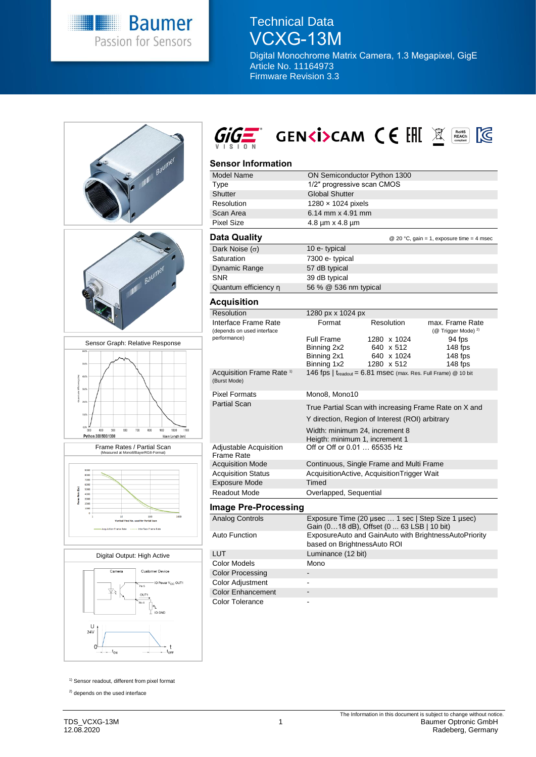# Technical Data
# VCXG-13M

Digital Monochrome Matrix Camera, 1.3 Megapixel, GigE
Article No. 11164973
Firmware Revision 3.3

Sensor Graph: Relative Response

Frame Rates / Partial Scan
(Measured at Mono8/BayerRG8-Format)

Digital Output: High Active

## Sensor Information

| | |
|---|---|
| Model Name | ON Semiconductor Python 1300 |
| Type | 1/2″ progressive scan CMOS |
| Shutter | Global Shutter |
| Resolution | 1280 × 1024 pixels |
| Scan Area | 6.14 mm x 4.91 mm |
| Pixel Size | 4.8 µm x 4.8 µm |

## Data Quality

@ 20 °C, gain = 1, exposure time = 4 msec

| | |
|---|---|
| Dark Noise (σ) | 10 e- typical |
| Saturation | 7300 e- typical |
| Dynamic Range | 57 dB typical |
| SNR | 39 dB typical |
| Quantum efficiency η | 56 % @ 536 nm typical |

## Acquisition

| | | | |
|---|---|---|---|
| Resolution | 1280 px x 1024 px | | |
| Interface Frame Rate (depends on used interface performance) | Format | Resolution | max. Frame Rate (@ Trigger Mode) [2] |
| | Full Frame | 1280 x 1024 | 94 fps |
| | Binning 2x2 | 640 x 512 | 148 fps |
| | Binning 2x1 | 640 x 1024 | 148 fps |
| | Binning 1x2 | 1280 x 512 | 148 fps |
| Acquisition Frame Rate [1] (Burst Mode) | 146 fps \| $t_{readout}$ = 6.81 msec (max. Res. Full Frame) @ 10 bit | | |
| Pixel Formats | Mono8, Mono10 | | |
| Partial Scan | True Partial Scan with increasing Frame Rate on X and Y direction, Region of Interest (ROI) arbitrary<br>Width: minimum 24, increment 8<br>Heigth: minimum 1, increment 1 | | |
| Adjustable Acquisition Frame Rate | Off or Off or 0.01 … 65535 Hz | | |
| Acquisition Mode | Continuous, Single Frame and Multi Frame | | |
| Acquisition Status | AcquisitionActive, AcquisitionTrigger Wait | | |
| Exposure Mode | Timed | | |
| Readout Mode | Overlapped, Sequential | | |

## Image Pre-Processing

| | |
|---|---|
| Analog Controls | Exposure Time (20 µsec … 1 sec \| Step Size 1 µsec)<br>Gain (0…18 dB), Offset (0 ... 63 LSB \| 10 bit) |
| Auto Function | ExposureAuto and GainAuto with BrightnessAutoPriority based on BrightnessAuto ROI |
| LUT | Luminance (12 bit) |
| Color Models | Mono |
| Color Processing | - |
| Color Adjustment | - |
| Color Enhancement | - |
| Color Tolerance | - |

[1] Sensor readout, different from pixel format

[2] depends on the used interface

TDS_VCXG-13M
12.08.2020

The Information in this document is subject to change without notice.
Baumer Optronic GmbH
Radeberg, Germany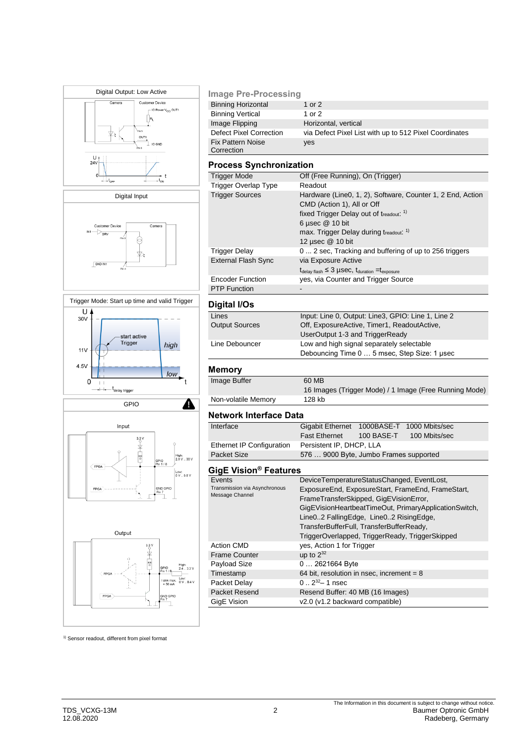### Digital Output: Low Active

Camera | Customer Device | IO Power $V_{CC}$ OUT1 | $R_L$ | Pin 5 | OUT1 | Pin 6 | IO GND

U 24V 0 t $t_{OFF}$ $t_{ON}$

### Digital Input

Customer Device | Camera | IN1 | DRV | Pin 3 | GND IN1 | Pin 6

### Trigger Mode: Start up time and valid Trigger

U 30V 11V 4.5V 0 t — start active Trigger — high — low — $t_{delay\ trigger}$

### GPIO

Input: 3.3 V | FPGA | GPIO Pin 1 / 8 | High: 2.0 V .. 30 V | Low: 0 V .. 0.8 V | FPGA | GND GPIO Pin 7

Output: 3.3 V | FPGA | GPIO Pin 1 / 8 | High: 2.4 .. 3.3 V | I sink max. = 50 mA | Low: 0 V .. 0.4 V | FPGA | GND GPIO Pin 7

## Image Pre-Processing

| | |
|---|---|
| Binning Horizontal | 1 or 2 |
| Binning Vertical | 1 or 2 |
| Image Flipping | Horizontal, vertical |
| Defect Pixel Correction | via Defect Pixel List with up to 512 Pixel Coordinates |
| Fix Pattern Noise Correction | yes |

## Process Synchronization

| | |
|---|---|
| Trigger Mode | Off (Free Running), On (Trigger) |
| Trigger Overlap Type | Readout |
| Trigger Sources | Hardware (Line0, 1, 2), Software, Counter 1, 2 End, Action CMD (Action 1), All or Off<br>fixed Trigger Delay out of $t_{readout}$: [1)]<br>6 µsec @ 10 bit<br>max. Trigger Delay during $t_{readout}$: [1)]<br>12 µsec @ 10 bit |
| Trigger Delay | 0 ... 2 sec, Tracking and buffering of up to 256 triggers |
| External Flash Sync | via Exposure Active<br>$t_{delay\ flash} \leq 3$ µsec, $t_{duration} = t_{exposure}$ |
| Encoder Function | yes, via Counter and Trigger Source |
| PTP Function | - |

## Digital I/Os

| | |
|---|---|
| Lines | Input: Line 0, Output: Line3, GPIO: Line 1, Line 2 |
| Output Sources | Off, ExposureActive, Timer1, ReadoutActive, UserOutput 1-3 and TriggerReady |
| Line Debouncer | Low and high signal separately selectable<br>Debouncing Time 0 … 5 msec, Step Size: 1 µsec |

## Memory

| | |
|---|---|
| Image Buffer | 60 MB<br>16 Images (Trigger Mode) / 1 Image (Free Running Mode) |
| Non-volatile Memory | 128 kb |

## Network Interface Data

| | |
|---|---|
| Interface | Gigabit Ethernet 1000BASE-T 1000 Mbits/sec<br>Fast Ethernet 100 BASE-T 100 Mbits/sec |
| Ethernet IP Configuration | Persistent IP, DHCP, LLA |
| Packet Size | 576 … 9000 Byte, Jumbo Frames supported |

## GigE Vision® Features

| | |
|---|---|
| Events<br>Transmission via Asynchronous Message Channel | DeviceTemperatureStatusChanged, EventLost, ExposureEnd, ExposureStart, FrameEnd, FrameStart, FrameTransferSkipped, GigEVisionError, GigEVisionHeartbeatTimeOut, PrimaryApplicationSwitch, Line0..2 FallingEdge, Line0..2 RisingEdge, TransferBufferFull, TransferBufferReady, TriggerOverlapped, TriggerReady, TriggerSkipped |
| Action CMD | yes, Action 1 for Trigger |
| Frame Counter | up to $2^{32}$ |
| Payload Size | 0 … 2621664 Byte |
| Timestamp | 64 bit, resolution in nsec, increment = 8 |
| Packet Delay | 0 .. $2^{32}$– 1 nsec |
| Packet Resend | Resend Buffer: 40 MB (16 Images) |
| GigE Vision | v2.0 (v1.2 backward compatible) |

[1)] Sensor readout, different from pixel format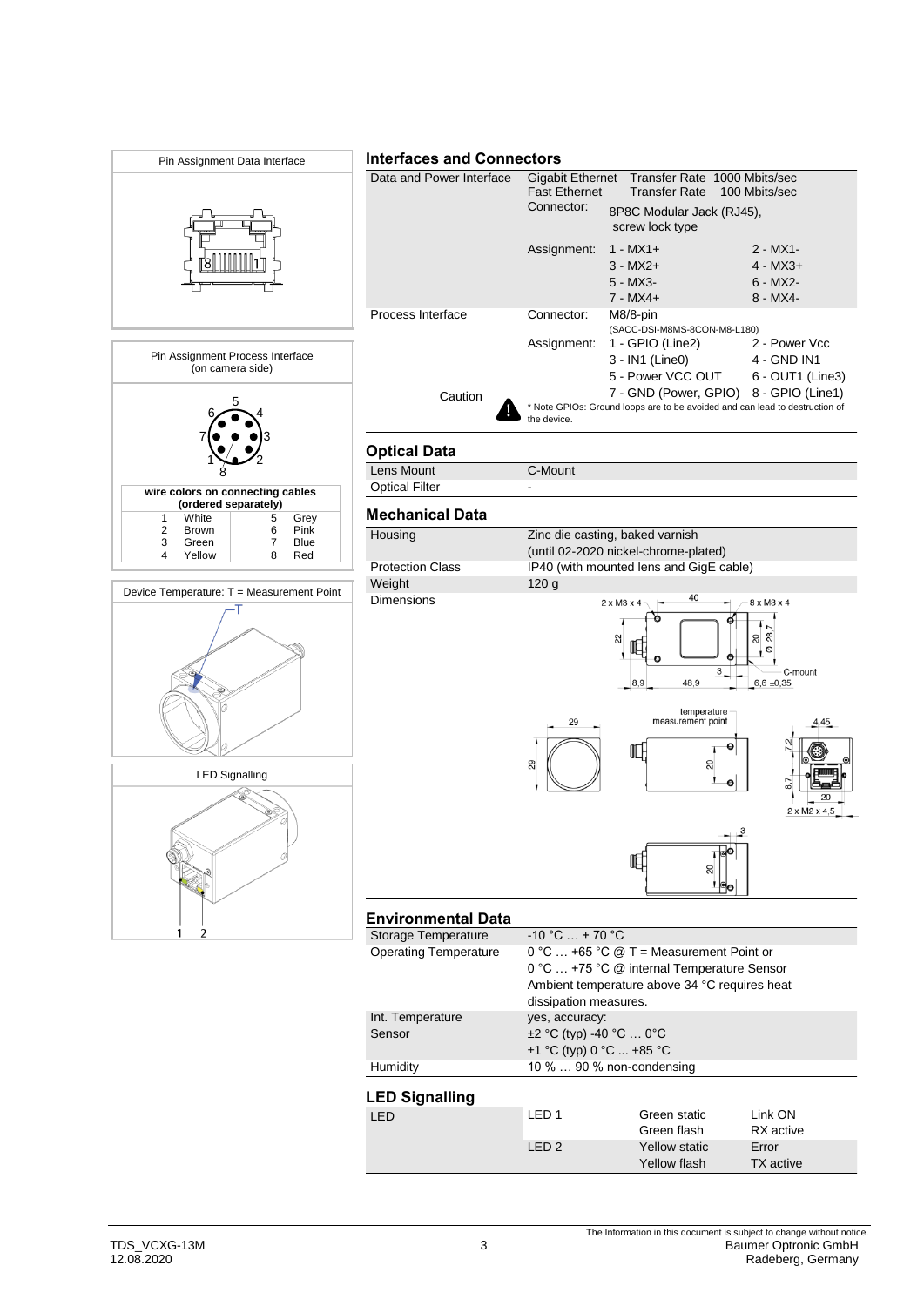Pin Assignment Data Interface

Pin Assignment Process Interface (on camera side)

| wire colors on connecting cables (ordered separately) | | | |
|---|---|---|---|
| 1 | White | 5 | Grey |
| 2 | Brown | 6 | Pink |
| 3 | Green | 7 | Blue |
| 4 | Yellow | 8 | Red |

Device Temperature: T = Measurement Point

LED Signalling

## Interfaces and Connectors

| | | | |
|---|---|---|---|
| Data and Power Interface | Gigabit Ethernet | Transfer Rate 1000 Mbits/sec | |
| | Fast Ethernet | Transfer Rate 100 Mbits/sec | |
| | Connector: | 8P8C Modular Jack (RJ45), screw lock type | |
| | Assignment: | 1 - MX1+ | 2 - MX1- |
| | | 3 - MX2+ | 4 - MX3+ |
| | | 5 - MX3- | 6 - MX2- |
| | | 7 - MX4+ | 8 - MX4- |
| Process Interface | Connector: | M8/8-pin (SACC-DSI-M8MS-8CON-M8-L180) | |
| | Assignment: | 1 - GPIO (Line2) | 2 - Power Vcc |
| | | 3 - IN1 (Line0) | 4 - GND IN1 |
| | | 5 - Power VCC OUT | 6 - OUT1 (Line3) |
| | | 7 - GND (Power, GPIO) | 8 - GPIO (Line1) |
| Caution | * Note GPIOs: Ground loops are to be avoided and can lead to destruction of the device. | | |

## Optical Data

| | |
|---|---|
| Lens Mount | C-Mount |
| Optical Filter | - |

## Mechanical Data

| | |
|---|---|
| Housing | Zinc die casting, baked varnish (until 02-2020 nickel-chrome-plated) |
| Protection Class | IP40 (with mounted lens and GigE cable) |
| Weight | 120 g |
| Dimensions | |

## Environmental Data

| | |
|---|---|
| Storage Temperature | -10 °C … + 70 °C |
| Operating Temperature | 0 °C … +65 °C @ T = Measurement Point or<br>0 °C … +75 °C @ internal Temperature Sensor<br>Ambient temperature above 34 °C requires heat dissipation measures. |
| Int. Temperature Sensor | yes, accuracy:<br>±2 °C (typ) -40 °C … 0°C<br>±1 °C (typ) 0 °C ... +85 °C |
| Humidity | 10 % … 90 % non-condensing |

## LED Signalling

| | | | |
|---|---|---|---|
| LED | LED 1 | Green static | Link ON |
| | | Green flash | RX active |
| | LED 2 | Yellow static | Error |
| | | Yellow flash | TX active |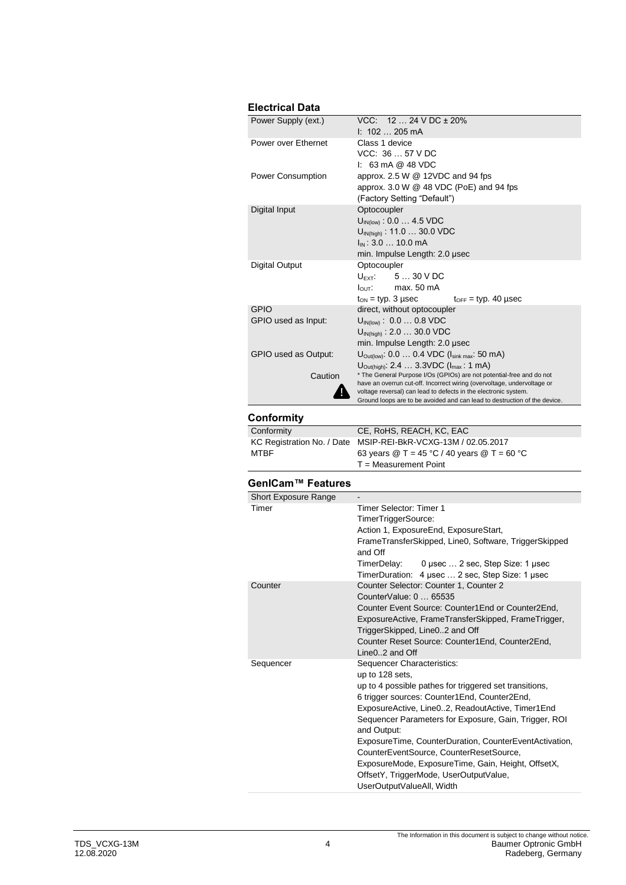## Electrical Data

| | |
|---|---|
| Power Supply (ext.) | VCC: 12 … 24 V DC ± 20%<br>I: 102 … 205 mA |
| Power over Ethernet | Class 1 device<br>VCC: 36 … 57 V DC<br>I: 63 mA @ 48 VDC |
| Power Consumption | approx. 2.5 W @ 12VDC and 94 fps<br>approx. 3.0 W @ 48 VDC (PoE) and 94 fps<br>(Factory Setting "Default") |
| Digital Input | Optocoupler<br>$U_{IN(low)}$ : 0.0 … 4.5 VDC<br>$U_{IN(high)}$ : 11.0 … 30.0 VDC<br>$I_{IN}$ : 3.0 … 10.0 mA<br>min. Impulse Length: 2.0 µsec |
| Digital Output | Optocoupler<br>$U_{EXT}$: 5 … 30 V DC<br>$I_{OUT}$: max. 50 mA<br>$t_{ON}$ = typ. 3 µsec $t_{OFF}$ = typ. 40 µsec |
| GPIO | direct, without optocoupler |
| GPIO used as Input: | $U_{IN(low)}$ : 0.0 … 0.8 VDC<br>$U_{IN(high)}$ : 2.0 … 30.0 VDC<br>min. Impulse Length: 2.0 µsec |
| GPIO used as Output: | $U_{Out(low)}$: 0.0 … 0.4 VDC ($I_{sink\ max}$: 50 mA)<br>$U_{Out(high)}$: 2.4 … 3.3VDC ($I_{max}$ : 1 mA) |
| Caution | * The General Purpose I/Os (GPIOs) are not potential-free and do not have an overrun cut-off. Incorrect wiring (overvoltage, undervoltage or voltage reversal) can lead to defects in the electronic system. Ground loops are to be avoided and can lead to destruction of the device. |

## Conformity

| | |
|---|---|
| Conformity | CE, RoHS, REACH, KC, EAC |
| KC Registration No. / Date | MSIP-REI-BkR-VCXG-13M / 02.05.2017 |
| MTBF | 63 years @ T = 45 °C / 40 years @ T = 60 °C<br>T = Measurement Point |

## GenICam™ Features

| | |
|---|---|
| Short Exposure Range | - |
| Timer | Timer Selector: Timer 1<br>TimerTriggerSource:<br>Action 1, ExposureEnd, ExposureStart, FrameTransferSkipped, Line0, Software, TriggerSkipped and Off<br>TimerDelay: 0 µsec … 2 sec, Step Size: 1 µsec<br>TimerDuration: 4 µsec … 2 sec, Step Size: 1 µsec |
| Counter | Counter Selector: Counter 1, Counter 2<br>CounterValue: 0 … 65535<br>Counter Event Source: Counter1End or Counter2End, ExposureActive, FrameTransferSkipped, FrameTrigger, TriggerSkipped, Line0..2 and Off<br>Counter Reset Source: Counter1End, Counter2End, Line0..2 and Off |
| Sequencer | Sequencer Characteristics:<br>up to 128 sets,<br>up to 4 possible pathes for triggered set transitions,<br>6 trigger sources: Counter1End, Counter2End, ExposureActive, Line0..2, ReadoutActive, Timer1End<br>Sequencer Parameters for Exposure, Gain, Trigger, ROI and Output:<br>ExposureTime, CounterDuration, CounterEventActivation, CounterEventSource, CounterResetSource, ExposureMode, ExposureTime, Gain, Height, OffsetX, OffsetY, TriggerMode, UserOutputValue, UserOutputValueAll, Width |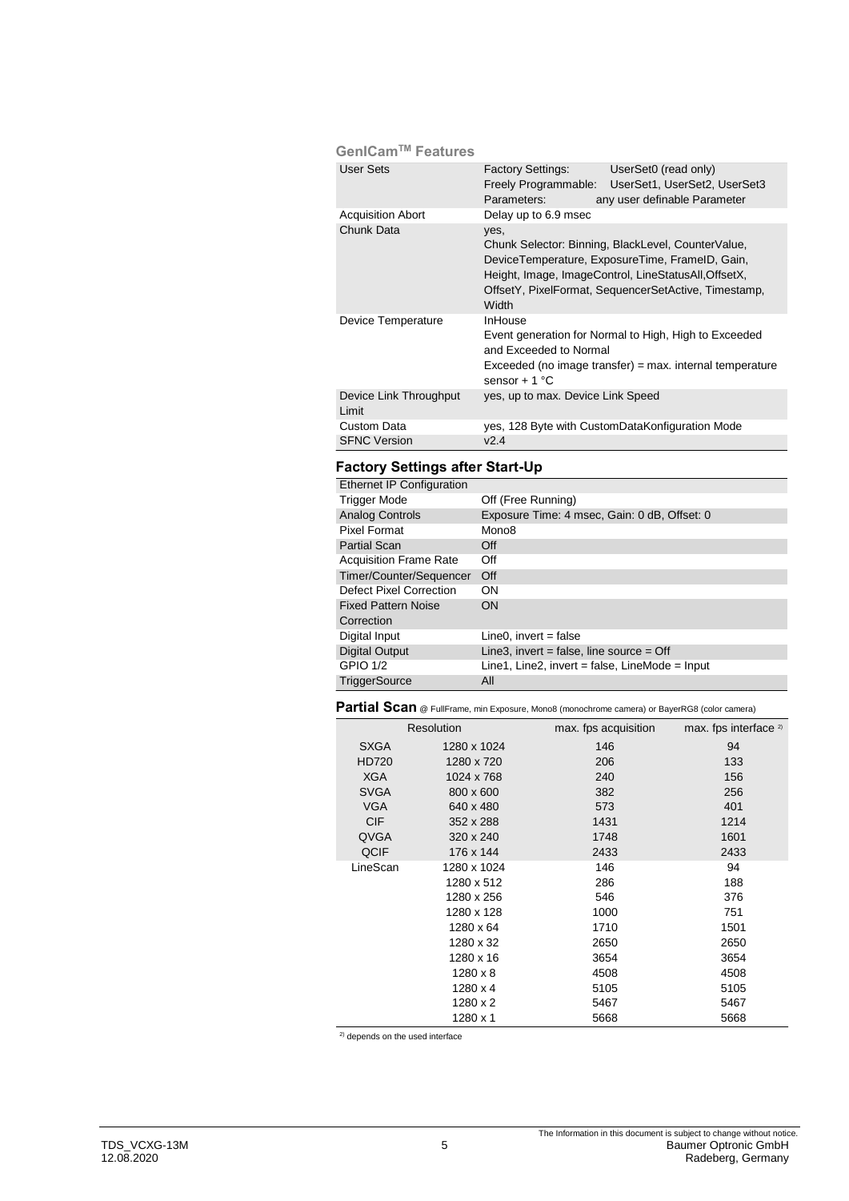### GenICam™ Features

| | |
|---|---|
| User Sets | Factory Settings: UserSet0 (read only)<br>Freely Programmable: UserSet1, UserSet2, UserSet3<br>Parameters: any user definable Parameter |
| Acquisition Abort | Delay up to 6.9 msec |
| Chunk Data | yes,<br>Chunk Selector: Binning, BlackLevel, CounterValue, DeviceTemperature, ExposureTime, FrameID, Gain, Height, Image, ImageControl, LineStatusAll,OffsetX, OffsetY, PixelFormat, SequencerSetActive, Timestamp, Width |
| Device Temperature | InHouse<br>Event generation for Normal to High, High to Exceeded and Exceeded to Normal<br>Exceeded (no image transfer) = max. internal temperature sensor + 1 °C |
| Device Link Throughput Limit | yes, up to max. Device Link Speed |
| Custom Data | yes, 128 Byte with CustomDataKonfiguration Mode |
| SFNC Version | v2.4 |

### Factory Settings after Start-Up

| | |
|---|---|
| Ethernet IP Configuration | |
| Trigger Mode | Off (Free Running) |
| Analog Controls | Exposure Time: 4 msec, Gain: 0 dB, Offset: 0 |
| Pixel Format | Mono8 |
| Partial Scan | Off |
| Acquisition Frame Rate | Off |
| Timer/Counter/Sequencer | Off |
| Defect Pixel Correction | ON |
| Fixed Pattern Noise Correction | ON |
| Digital Input | Line0, invert = false |
| Digital Output | Line3, invert = false, line source = Off |
| GPIO 1/2 | Line1, Line2, invert = false, LineMode = Input |
| TriggerSource | All |

### Partial Scan @ FullFrame, min Exposure, Mono8 (monochrome camera) or BayerRG8 (color camera)

| Resolution | | max. fps acquisition | max. fps interface [2)] |
|---|---|---|---|
| SXGA | 1280 x 1024 | 146 | 94 |
| HD720 | 1280 x 720 | 206 | 133 |
| XGA | 1024 x 768 | 240 | 156 |
| SVGA | 800 x 600 | 382 | 256 |
| VGA | 640 x 480 | 573 | 401 |
| CIF | 352 x 288 | 1431 | 1214 |
| QVGA | 320 x 240 | 1748 | 1601 |
| QCIF | 176 x 144 | 2433 | 2433 |
| LineScan | 1280 x 1024 | 146 | 94 |
| | 1280 x 512 | 286 | 188 |
| | 1280 x 256 | 546 | 376 |
| | 1280 x 128 | 1000 | 751 |
| | 1280 x 64 | 1710 | 1501 |
| | 1280 x 32 | 2650 | 2650 |
| | 1280 x 16 | 3654 | 3654 |
| | 1280 x 8 | 4508 | 4508 |
| | 1280 x 4 | 5105 | 5105 |
| | 1280 x 2 | 5467 | 5467 |
| | 1280 x 1 | 5668 | 5668 |

[2)] depends on the used interface

TDS_VCXG-13M
12.08.2020

The Information in this document is subject to change without notice.
Baumer Optronic GmbH
Radeberg, Germany